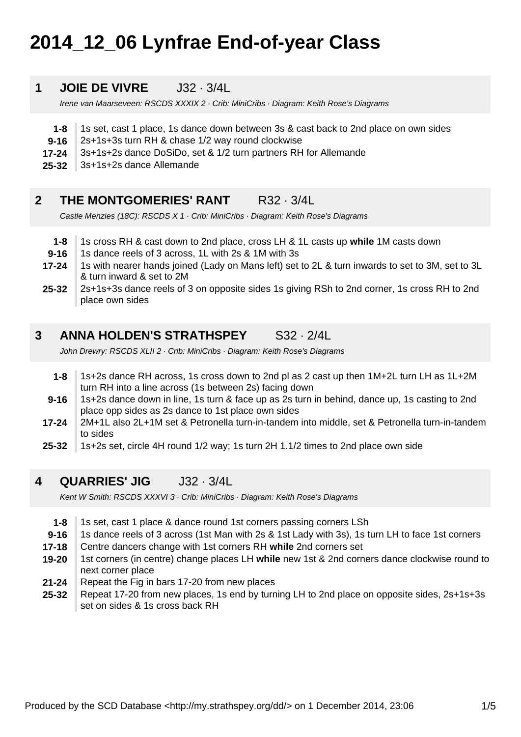# 2014_12_06 Lynfrae End-of-year Class

## 1 JOIE DE VIVRE J32 · 3/4L

*Irene van Maarseveen: RSCDS XXXIX 2 · Crib: MiniCribs · Diagram: Keith Rose's Diagrams*

| | |
|---|---|
| **1-8** | 1s set, cast 1 place, 1s dance down between 3s & cast back to 2nd place on own sides |
| **9-16** | 2s+1s+3s turn RH & chase 1/2 way round clockwise |
| **17-24** | 3s+1s+2s dance DoSiDo, set & 1/2 turn partners RH for Allemande |
| **25-32** | 3s+1s+2s dance Allemande |

## 2 THE MONTGOMERIES' RANT R32 · 3/4L

*Castle Menzies (18C): RSCDS X 1 · Crib: MiniCribs · Diagram: Keith Rose's Diagrams*

| | |
|---|---|
| **1-8** | 1s cross RH & cast down to 2nd place, cross LH & 1L casts up **while** 1M casts down |
| **9-16** | 1s dance reels of 3 across, 1L with 2s & 1M with 3s |
| **17-24** | 1s with nearer hands joined (Lady on Mans left) set to 2L & turn inwards to set to 3M, set to 3L & turn inward & set to 2M |
| **25-32** | 2s+1s+3s dance reels of 3 on opposite sides 1s giving RSh to 2nd corner, 1s cross RH to 2nd place own sides |

## 3 ANNA HOLDEN'S STRATHSPEY S32 · 2/4L

*John Drewry: RSCDS XLII 2 · Crib: MiniCribs · Diagram: Keith Rose's Diagrams*

| | |
|---|---|
| **1-8** | 1s+2s dance RH across, 1s cross down to 2nd pl as 2 cast up then 1M+2L turn LH as 1L+2M turn RH into a line across (1s between 2s) facing down |
| **9-16** | 1s+2s dance down in line, 1s turn & face up as 2s turn in behind, dance up, 1s casting to 2nd place opp sides as 2s dance to 1st place own sides |
| **17-24** | 2M+1L also 2L+1M set & Petronella turn-in-tandem into middle, set & Petronella turn-in-tandem to sides |
| **25-32** | 1s+2s set, circle 4H round 1/2 way; 1s turn 2H 1.1/2 times to 2nd place own side |

## 4 QUARRIES' JIG J32 · 3/4L

*Kent W Smith: RSCDS XXXVI 3 · Crib: MiniCribs · Diagram: Keith Rose's Diagrams*

| | |
|---|---|
| **1-8** | 1s set, cast 1 place & dance round 1st corners passing corners LSh |
| **9-16** | 1s dance reels of 3 across (1st Man with 2s & 1st Lady with 3s), 1s turn LH to face 1st corners |
| **17-18** | Centre dancers change with 1st corners RH **while** 2nd corners set |
| **19-20** | 1st corners (in centre) change places LH **while** new 1st & 2nd corners dance clockwise round to next corner place |
| **21-24** | Repeat the Fig in bars 17-20 from new places |
| **25-32** | Repeat 17-20 from new places, 1s end by turning LH to 2nd place on opposite sides, 2s+1s+3s set on sides & 1s cross back RH |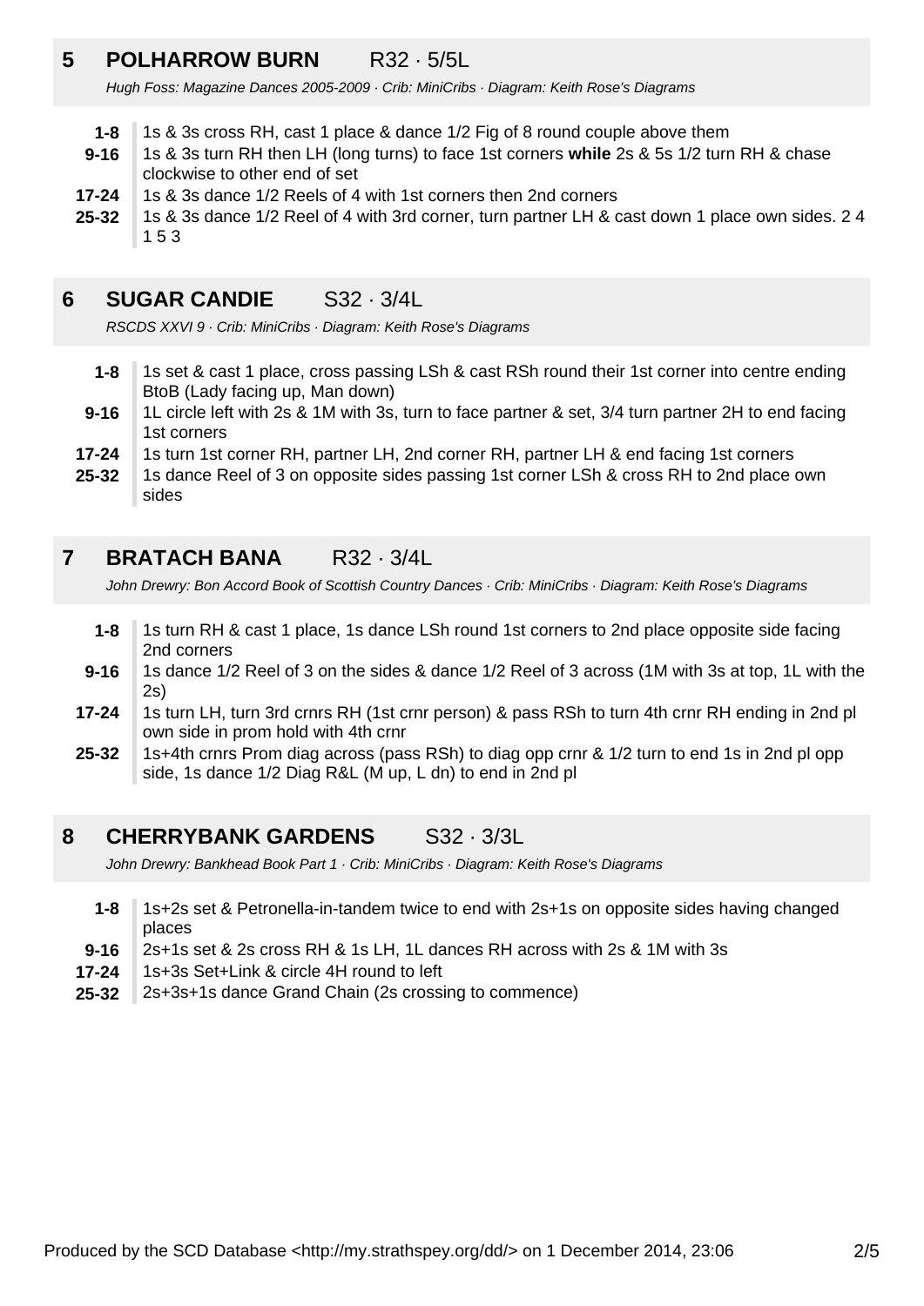## 5 POLHARROW BURN R32 · 5/5L

*Hugh Foss: Magazine Dances 2005-2009 · Crib: MiniCribs · Diagram: Keith Rose's Diagrams*

- **1-8** 1s & 3s cross RH, cast 1 place & dance 1/2 Fig of 8 round couple above them
- **9-16** 1s & 3s turn RH then LH (long turns) to face 1st corners **while** 2s & 5s 1/2 turn RH & chase clockwise to other end of set
- **17-24** 1s & 3s dance 1/2 Reels of 4 with 1st corners then 2nd corners
- **25-32** 1s & 3s dance 1/2 Reel of 4 with 3rd corner, turn partner LH & cast down 1 place own sides. 2 4 1 5 3

## 6 SUGAR CANDIE S32 · 3/4L

*RSCDS XXVI 9 · Crib: MiniCribs · Diagram: Keith Rose's Diagrams*

- **1-8** 1s set & cast 1 place, cross passing LSh & cast RSh round their 1st corner into centre ending BtoB (Lady facing up, Man down)
- **9-16** 1L circle left with 2s & 1M with 3s, turn to face partner & set, 3/4 turn partner 2H to end facing 1st corners
- **17-24** 1s turn 1st corner RH, partner LH, 2nd corner RH, partner LH & end facing 1st corners
- **25-32** 1s dance Reel of 3 on opposite sides passing 1st corner LSh & cross RH to 2nd place own sides

## 7 BRATACH BANA R32 · 3/4L

*John Drewry: Bon Accord Book of Scottish Country Dances · Crib: MiniCribs · Diagram: Keith Rose's Diagrams*

- **1-8** 1s turn RH & cast 1 place, 1s dance LSh round 1st corners to 2nd place opposite side facing 2nd corners
- **9-16** 1s dance 1/2 Reel of 3 on the sides & dance 1/2 Reel of 3 across (1M with 3s at top, 1L with the 2s)
- **17-24** 1s turn LH, turn 3rd crnrs RH (1st crnr person) & pass RSh to turn 4th crnr RH ending in 2nd pl own side in prom hold with 4th crnr
- **25-32** 1s+4th crnrs Prom diag across (pass RSh) to diag opp crnr & 1/2 turn to end 1s in 2nd pl opp side, 1s dance 1/2 Diag R&L (M up, L dn) to end in 2nd pl

## 8 CHERRYBANK GARDENS S32 · 3/3L

*John Drewry: Bankhead Book Part 1 · Crib: MiniCribs · Diagram: Keith Rose's Diagrams*

- **1-8** 1s+2s set & Petronella-in-tandem twice to end with 2s+1s on opposite sides having changed places
- **9-16** 2s+1s set & 2s cross RH & 1s LH, 1L dances RH across with 2s & 1M with 3s
- **17-24** 1s+3s Set+Link & circle 4H round to left
- **25-32** 2s+3s+1s dance Grand Chain (2s crossing to commence)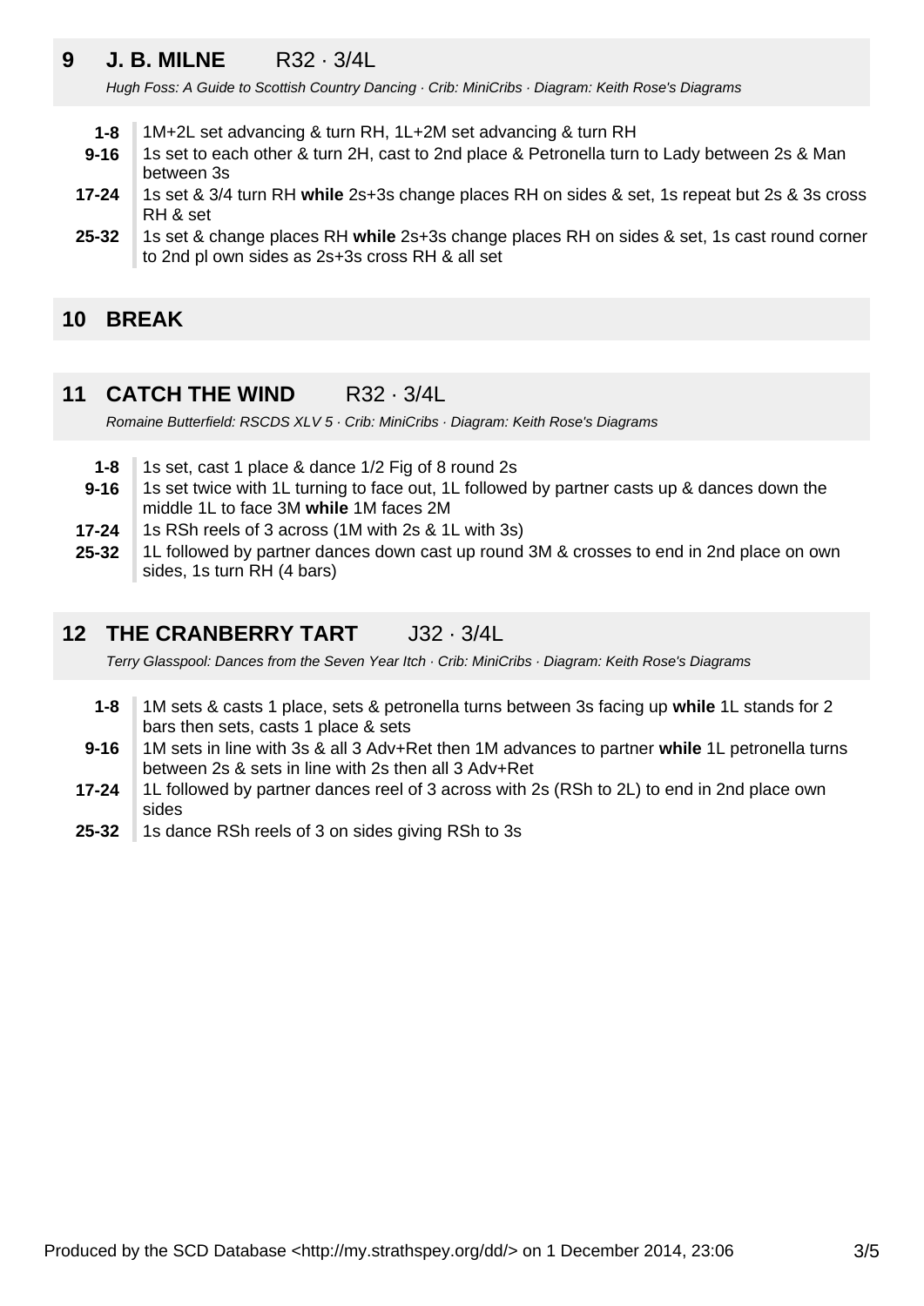## 9 J. B. MILNE R32 · 3/4L

*Hugh Foss: A Guide to Scottish Country Dancing · Crib: MiniCribs · Diagram: Keith Rose's Diagrams*

| | |
|---|---|
| **1-8** | 1M+2L set advancing & turn RH, 1L+2M set advancing & turn RH |
| **9-16** | 1s set to each other & turn 2H, cast to 2nd place & Petronella turn to Lady between 2s & Man between 3s |
| **17-24** | 1s set & 3/4 turn RH **while** 2s+3s change places RH on sides & set, 1s repeat but 2s & 3s cross RH & set |
| **25-32** | 1s set & change places RH **while** 2s+3s change places RH on sides & set, 1s cast round corner to 2nd pl own sides as 2s+3s cross RH & all set |

## 10 BREAK

## 11 CATCH THE WIND R32 · 3/4L

*Romaine Butterfield: RSCDS XLV 5 · Crib: MiniCribs · Diagram: Keith Rose's Diagrams*

| | |
|---|---|
| **1-8** | 1s set, cast 1 place & dance 1/2 Fig of 8 round 2s |
| **9-16** | 1s set twice with 1L turning to face out, 1L followed by partner casts up & dances down the middle 1L to face 3M **while** 1M faces 2M |
| **17-24** | 1s RSh reels of 3 across (1M with 2s & 1L with 3s) |
| **25-32** | 1L followed by partner dances down cast up round 3M & crosses to end in 2nd place on own sides, 1s turn RH (4 bars) |

## 12 THE CRANBERRY TART J32 · 3/4L

*Terry Glasspool: Dances from the Seven Year Itch · Crib: MiniCribs · Diagram: Keith Rose's Diagrams*

| | |
|---|---|
| **1-8** | 1M sets & casts 1 place, sets & petronella turns between 3s facing up **while** 1L stands for 2 bars then sets, casts 1 place & sets |
| **9-16** | 1M sets in line with 3s & all 3 Adv+Ret then 1M advances to partner **while** 1L petronella turns between 2s & sets in line with 2s then all 3 Adv+Ret |
| **17-24** | 1L followed by partner dances reel of 3 across with 2s (RSh to 2L) to end in 2nd place own sides |
| **25-32** | 1s dance RSh reels of 3 on sides giving RSh to 3s |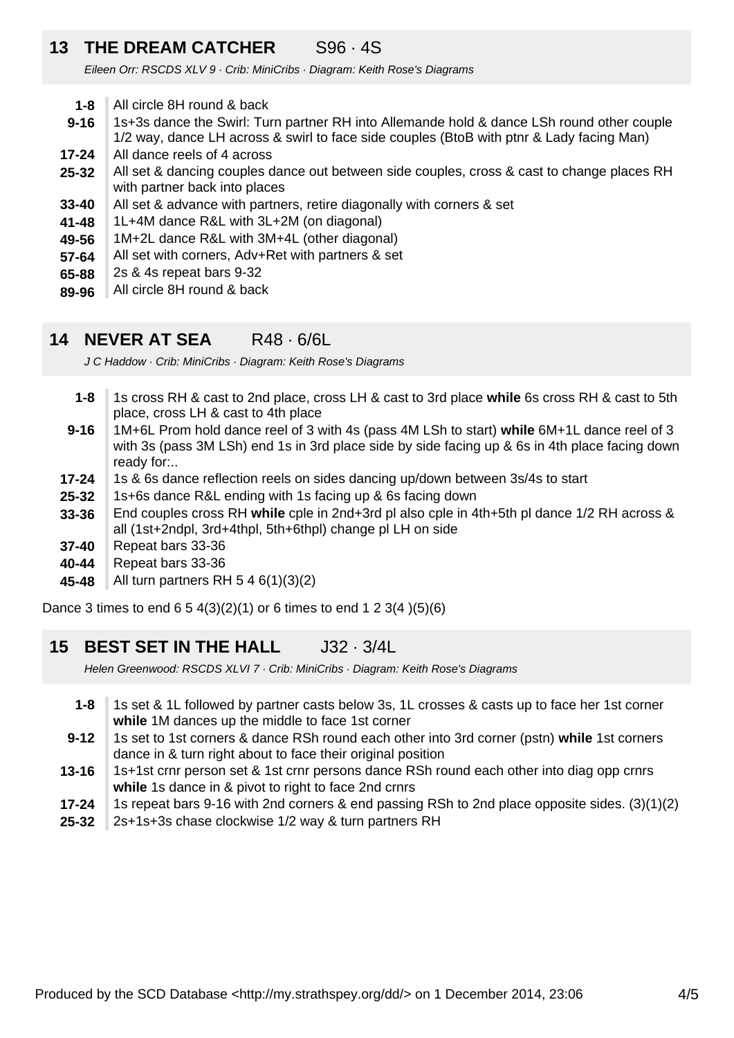## 13 THE DREAM CATCHER S96 · 4S

*Eileen Orr: RSCDS XLV 9 · Crib: MiniCribs · Diagram: Keith Rose's Diagrams*

| | |
|---|---|
| **1-8** | All circle 8H round & back |
| **9-16** | 1s+3s dance the Swirl: Turn partner RH into Allemande hold & dance LSh round other couple 1/2 way, dance LH across & swirl to face side couples (BtoB with ptnr & Lady facing Man) |
| **17-24** | All dance reels of 4 across |
| **25-32** | All set & dancing couples dance out between side couples, cross & cast to change places RH with partner back into places |
| **33-40** | All set & advance with partners, retire diagonally with corners & set |
| **41-48** | 1L+4M dance R&L with 3L+2M (on diagonal) |
| **49-56** | 1M+2L dance R&L with 3M+4L (other diagonal) |
| **57-64** | All set with corners, Adv+Ret with partners & set |
| **65-88** | 2s & 4s repeat bars 9-32 |
| **89-96** | All circle 8H round & back |

## 14 NEVER AT SEA R48 · 6/6L

*J C Haddow · Crib: MiniCribs · Diagram: Keith Rose's Diagrams*

| | |
|---|---|
| **1-8** | 1s cross RH & cast to 2nd place, cross LH & cast to 3rd place **while** 6s cross RH & cast to 5th place, cross LH & cast to 4th place |
| **9-16** | 1M+6L Prom hold dance reel of 3 with 4s (pass 4M LSh to start) **while** 6M+1L dance reel of 3 with 3s (pass 3M LSh) end 1s in 3rd place side by side facing up & 6s in 4th place facing down ready for:.. |
| **17-24** | 1s & 6s dance reflection reels on sides dancing up/down between 3s/4s to start |
| **25-32** | 1s+6s dance R&L ending with 1s facing up & 6s facing down |
| **33-36** | End couples cross RH **while** cple in 2nd+3rd pl also cple in 4th+5th pl dance 1/2 RH across & all (1st+2ndpl, 3rd+4thpl, 5th+6thpl) change pl LH on side |
| **37-40** | Repeat bars 33-36 |
| **40-44** | Repeat bars 33-36 |
| **45-48** | All turn partners RH 5 4 6(1)(3)(2) |

Dance 3 times to end 6 5 4(3)(2)(1) or 6 times to end 1 2 3(4 )(5)(6)

## 15 BEST SET IN THE HALL J32 · 3/4L

*Helen Greenwood: RSCDS XLVI 7 · Crib: MiniCribs · Diagram: Keith Rose's Diagrams*

| | |
|---|---|
| **1-8** | 1s set & 1L followed by partner casts below 3s, 1L crosses & casts up to face her 1st corner **while** 1M dances up the middle to face 1st corner |
| **9-12** | 1s set to 1st corners & dance RSh round each other into 3rd corner (pstn) **while** 1st corners dance in & turn right about to face their original position |
| **13-16** | 1s+1st crnr person set & 1st crnr persons dance RSh round each other into diag opp crnrs **while** 1s dance in & pivot to right to face 2nd crnrs |
| **17-24** | 1s repeat bars 9-16 with 2nd corners & end passing RSh to 2nd place opposite sides. (3)(1)(2) |
| **25-32** | 2s+1s+3s chase clockwise 1/2 way & turn partners RH |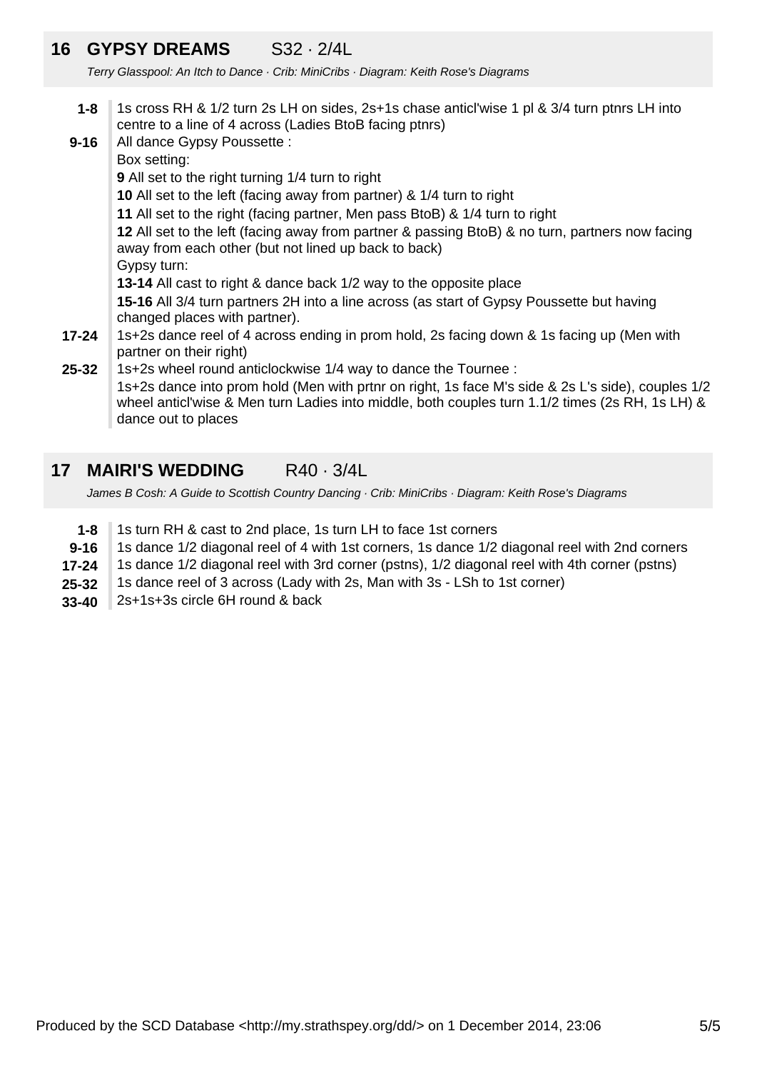## 16 GYPSY DREAMS S32 · 2/4L

*Terry Glasspool: An Itch to Dance · Crib: MiniCribs · Diagram: Keith Rose's Diagrams*

**1-8** 1s cross RH & 1/2 turn 2s LH on sides, 2s+1s chase anticl'wise 1 pl & 3/4 turn ptnrs LH into centre to a line of 4 across (Ladies BtoB facing ptnrs)

**9-16** All dance Gypsy Poussette :
Box setting:
**9** All set to the right turning 1/4 turn to right
**10** All set to the left (facing away from partner) & 1/4 turn to right
**11** All set to the right (facing partner, Men pass BtoB) & 1/4 turn to right
**12** All set to the left (facing away from partner & passing BtoB) & no turn, partners now facing away from each other (but not lined up back to back)
Gypsy turn:
**13-14** All cast to right & dance back 1/2 way to the opposite place
**15-16** All 3/4 turn partners 2H into a line across (as start of Gypsy Poussette but having changed places with partner).

**17-24** 1s+2s dance reel of 4 across ending in prom hold, 2s facing down & 1s facing up (Men with partner on their right)

**25-32** 1s+2s wheel round anticlockwise 1/4 way to dance the Tournee :
1s+2s dance into prom hold (Men with prtnr on right, 1s face M's side & 2s L's side), couples 1/2 wheel anticl'wise & Men turn Ladies into middle, both couples turn 1.1/2 times (2s RH, 1s LH) & dance out to places

## 17 MAIRI'S WEDDING R40 · 3/4L

*James B Cosh: A Guide to Scottish Country Dancing · Crib: MiniCribs · Diagram: Keith Rose's Diagrams*

**1-8** 1s turn RH & cast to 2nd place, 1s turn LH to face 1st corners

**9-16** 1s dance 1/2 diagonal reel of 4 with 1st corners, 1s dance 1/2 diagonal reel with 2nd corners

**17-24** 1s dance 1/2 diagonal reel with 3rd corner (pstns), 1/2 diagonal reel with 4th corner (pstns)

**25-32** 1s dance reel of 3 across (Lady with 2s, Man with 3s - LSh to 1st corner)

**33-40** 2s+1s+3s circle 6H round & back

Produced by the SCD Database <http://my.strathspey.org/dd/> on 1 December 2014, 23:06